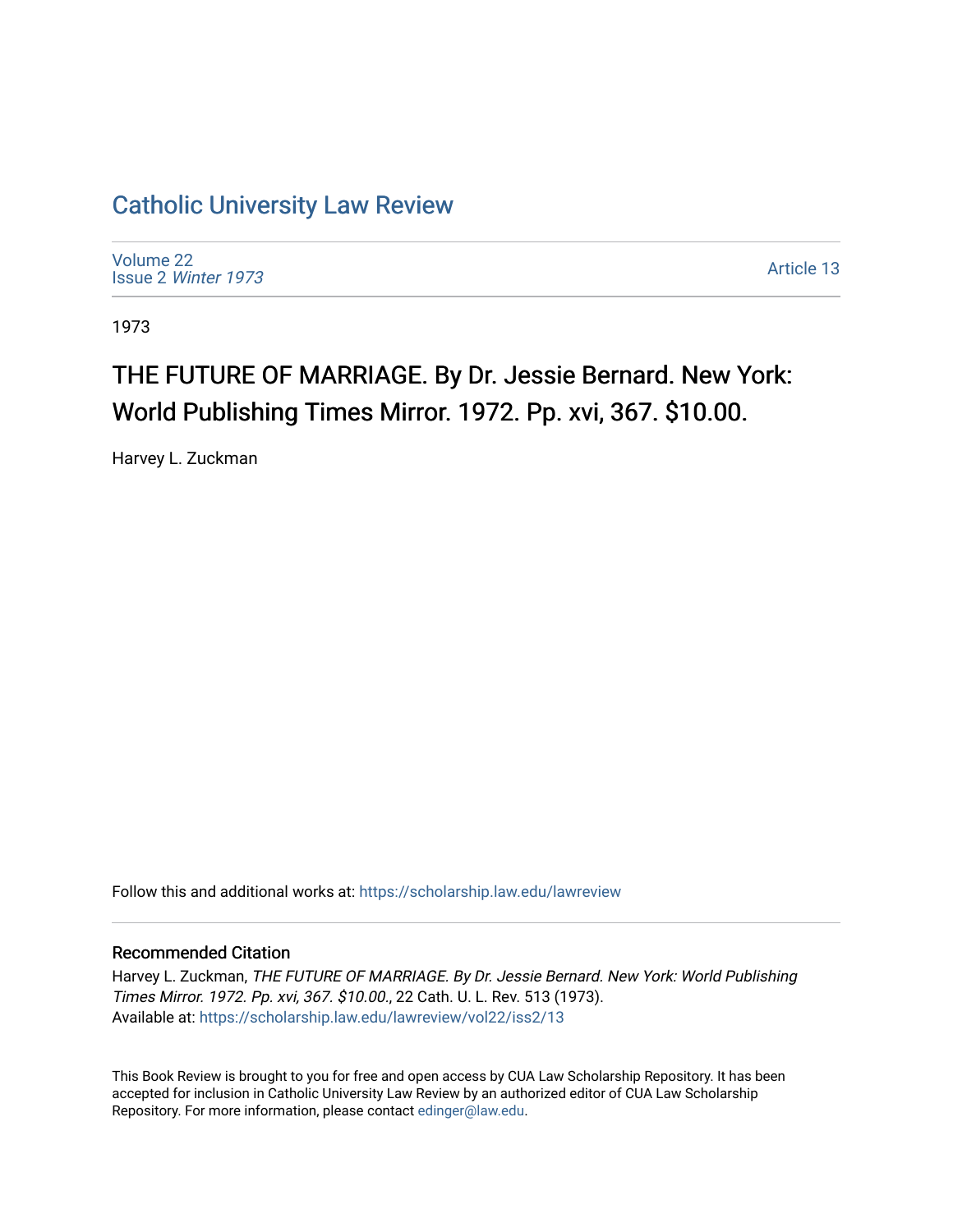# Catholic University Law Review

Volume 22
Issue 2 *Winter 1973*

Article 13

1973

## THE FUTURE OF MARRIAGE. By Dr. Jessie Bernard. New York: World Publishing Times Mirror. 1972. Pp. xvi, 367. $10.00.

Harvey L. Zuckman

Follow this and additional works at: https://scholarship.law.edu/lawreview

### Recommended Citation

Harvey L. Zuckman, *THE FUTURE OF MARRIAGE. By Dr. Jessie Bernard. New York: World Publishing Times Mirror. 1972. Pp. xvi, 367. $10.00.*, 22 Cath. U. L. Rev. 513 (1973).
Available at: https://scholarship.law.edu/lawreview/vol22/iss2/13

This Book Review is brought to you for free and open access by CUA Law Scholarship Repository. It has been accepted for inclusion in Catholic University Law Review by an authorized editor of CUA Law Scholarship Repository. For more information, please contact edinger@law.edu.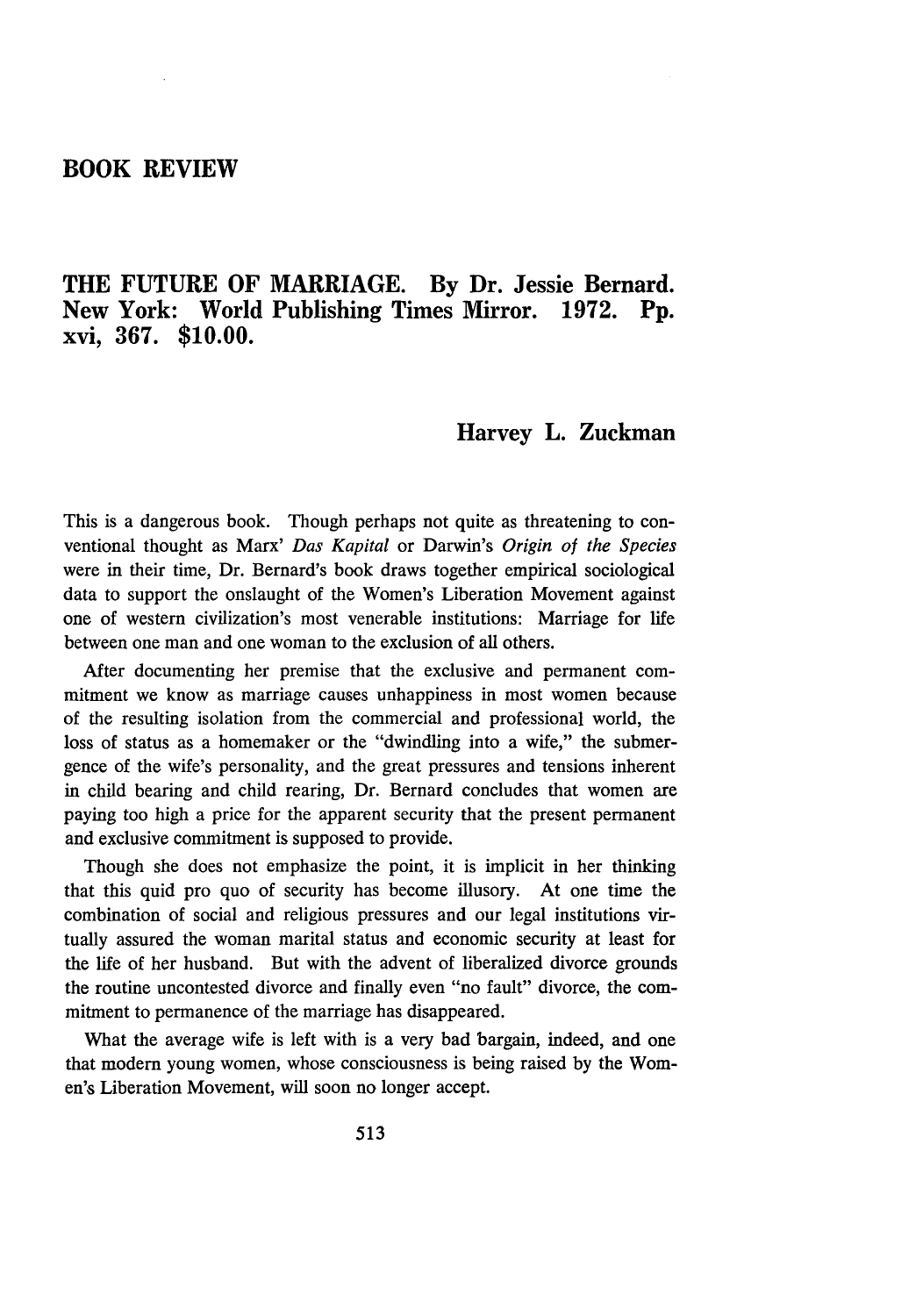# BOOK REVIEW

## THE FUTURE OF MARRIAGE. By Dr. Jessie Bernard. New York: World Publishing Times Mirror. 1972. Pp. xvi, 367. $10.00.

### Harvey L. Zuckman

This is a dangerous book. Though perhaps not quite as threatening to conventional thought as Marx' *Das Kapital* or Darwin's *Origin of the Species* were in their time, Dr. Bernard's book draws together empirical sociological data to support the onslaught of the Women's Liberation Movement against one of western civilization's most venerable institutions: Marriage for life between one man and one woman to the exclusion of all others.

After documenting her premise that the exclusive and permanent commitment we know as marriage causes unhappiness in most women because of the resulting isolation from the commercial and professional world, the loss of status as a homemaker or the "dwindling into a wife," the submergence of the wife's personality, and the great pressures and tensions inherent in child bearing and child rearing, Dr. Bernard concludes that women are paying too high a price for the apparent security that the present permanent and exclusive commitment is supposed to provide.

Though she does not emphasize the point, it is implicit in her thinking that this quid pro quo of security has become illusory. At one time the combination of social and religious pressures and our legal institutions virtually assured the woman marital status and economic security at least for the life of her husband. But with the advent of liberalized divorce grounds the routine uncontested divorce and finally even "no fault" divorce, the commitment to permanence of the marriage has disappeared.

What the average wife is left with is a very bad bargain, indeed, and one that modern young women, whose consciousness is being raised by the Women's Liberation Movement, will soon no longer accept.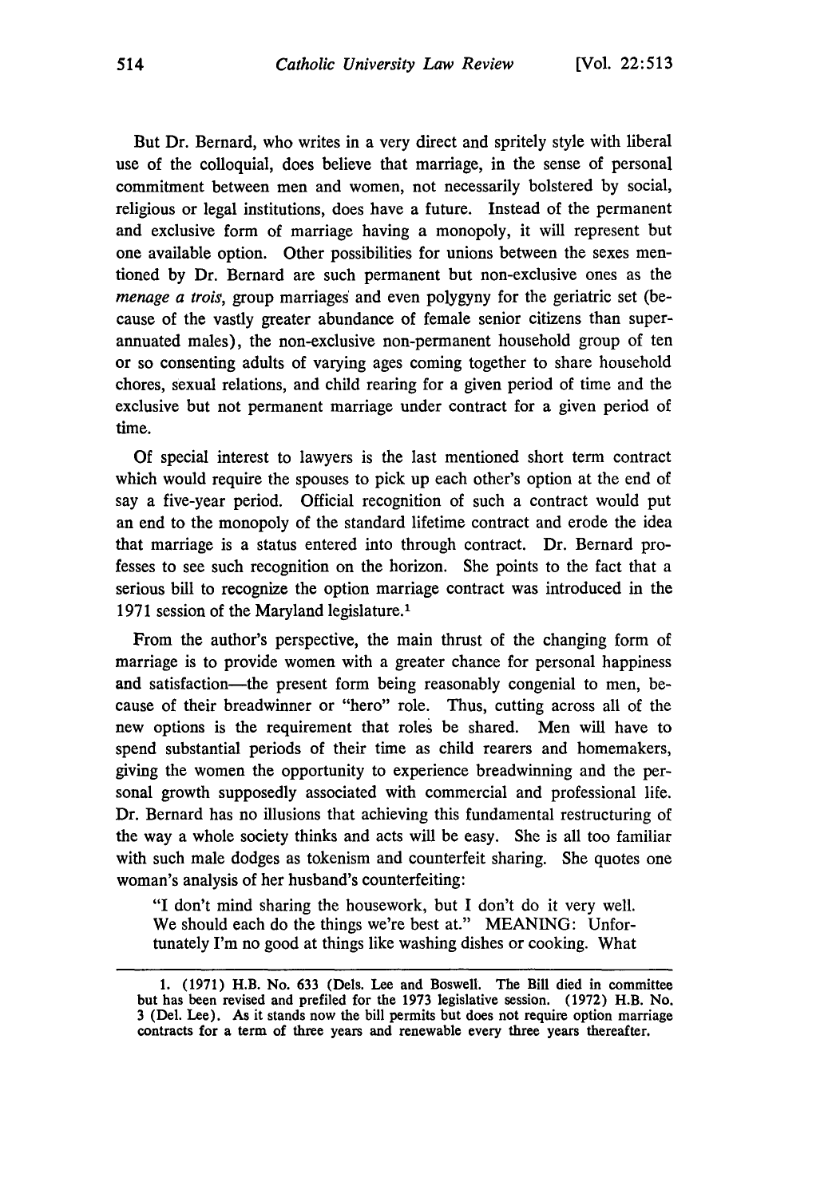But Dr. Bernard, who writes in a very direct and spritely style with liberal use of the colloquial, does believe that marriage, in the sense of personal commitment between men and women, not necessarily bolstered by social, religious or legal institutions, does have a future. Instead of the permanent and exclusive form of marriage having a monopoly, it will represent but one available option. Other possibilities for unions between the sexes mentioned by Dr. Bernard are such permanent but non-exclusive ones as the *menage a trois*, group marriages and even polygyny for the geriatric set (because of the vastly greater abundance of female senior citizens than superannuated males), the non-exclusive non-permanent household group of ten or so consenting adults of varying ages coming together to share household chores, sexual relations, and child rearing for a given period of time and the exclusive but not permanent marriage under contract for a given period of time.

Of special interest to lawyers is the last mentioned short term contract which would require the spouses to pick up each other's option at the end of say a five-year period. Official recognition of such a contract would put an end to the monopoly of the standard lifetime contract and erode the idea that marriage is a status entered into through contract. Dr. Bernard professes to see such recognition on the horizon. She points to the fact that a serious bill to recognize the option marriage contract was introduced in the 1971 session of the Maryland legislature.[1]

From the author's perspective, the main thrust of the changing form of marriage is to provide women with a greater chance for personal happiness and satisfaction—the present form being reasonably congenial to men, because of their breadwinner or "hero" role. Thus, cutting across all of the new options is the requirement that roles be shared. Men will have to spend substantial periods of their time as child rearers and homemakers, giving the women the opportunity to experience breadwinning and the personal growth supposedly associated with commercial and professional life. Dr. Bernard has no illusions that achieving this fundamental restructuring of the way a whole society thinks and acts will be easy. She is all too familiar with such male dodges as tokenism and counterfeit sharing. She quotes one woman's analysis of her husband's counterfeiting:

"I don't mind sharing the housework, but I don't do it very well. We should each do the things we're best at." MEANING: Unfortunately I'm no good at things like washing dishes or cooking. What

---

1. (1971) H.B. No. 633 (Dels. Lee and Boswell. The Bill died in committee but has been revised and prefiled for the 1973 legislative session. (1972) H.B. No. 3 (Del. Lee). As it stands now the bill permits but does not require option marriage contracts for a term of three years and renewable every three years thereafter.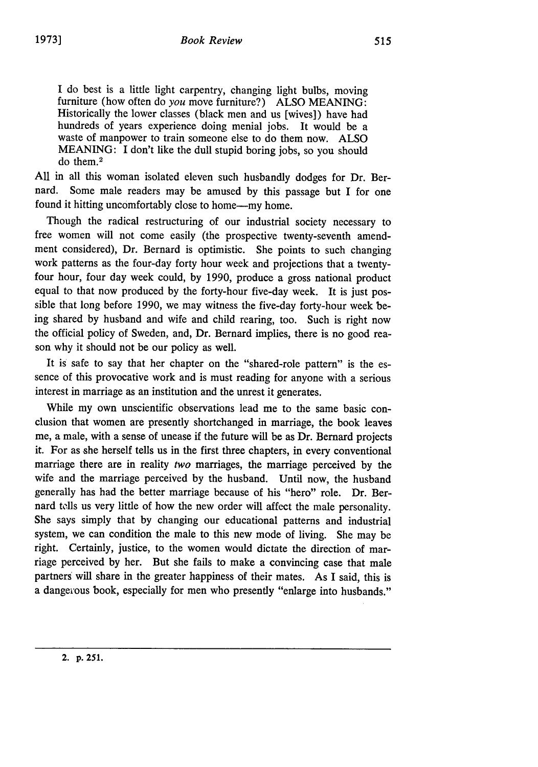> I do best is a little light carpentry, changing light bulbs, moving furniture (how often do *you* move furniture?) ALSO MEANING: Historically the lower classes (black men and us [wives]) have had hundreds of years experience doing menial jobs. It would be a waste of manpower to train someone else to do them now. ALSO MEANING: I don't like the dull stupid boring jobs, so you should do them.[2]

All in all this woman isolated eleven such husbandly dodges for Dr. Bernard. Some male readers may be amused by this passage but I for one found it hitting uncomfortably close to home—my home.

Though the radical restructuring of our industrial society necessary to free women will not come easily (the prospective twenty-seventh amendment considered), Dr. Bernard is optimistic. She points to such changing work patterns as the four-day forty hour week and projections that a twenty-four hour, four day week could, by 1990, produce a gross national product equal to that now produced by the forty-hour five-day week. It is just possible that long before 1990, we may witness the five-day forty-hour week being shared by husband and wife and child rearing, too. Such is right now the official policy of Sweden, and, Dr. Bernard implies, there is no good reason why it should not be our policy as well.

It is safe to say that her chapter on the "shared-role pattern" is the essence of this provocative work and is must reading for anyone with a serious interest in marriage as an institution and the unrest it generates.

While my own unscientific observations lead me to the same basic conclusion that women are presently shortchanged in marriage, the book leaves me, a male, with a sense of unease if the future will be as Dr. Bernard projects it. For as she herself tells us in the first three chapters, in every conventional marriage there are in reality *two* marriages, the marriage perceived by the wife and the marriage perceived by the husband. Until now, the husband generally has had the better marriage because of his "hero" role. Dr. Bernard tells us very little of how the new order will affect the male personality. She says simply that by changing our educational patterns and industrial system, we can condition the male to this new mode of living. She may be right. Certainly, justice, to the women would dictate the direction of marriage perceived by her. But she fails to make a convincing case that male partners will share in the greater happiness of their mates. As I said, this is a dangerous book, especially for men who presently "enlarge into husbands."

---

2. p. 251.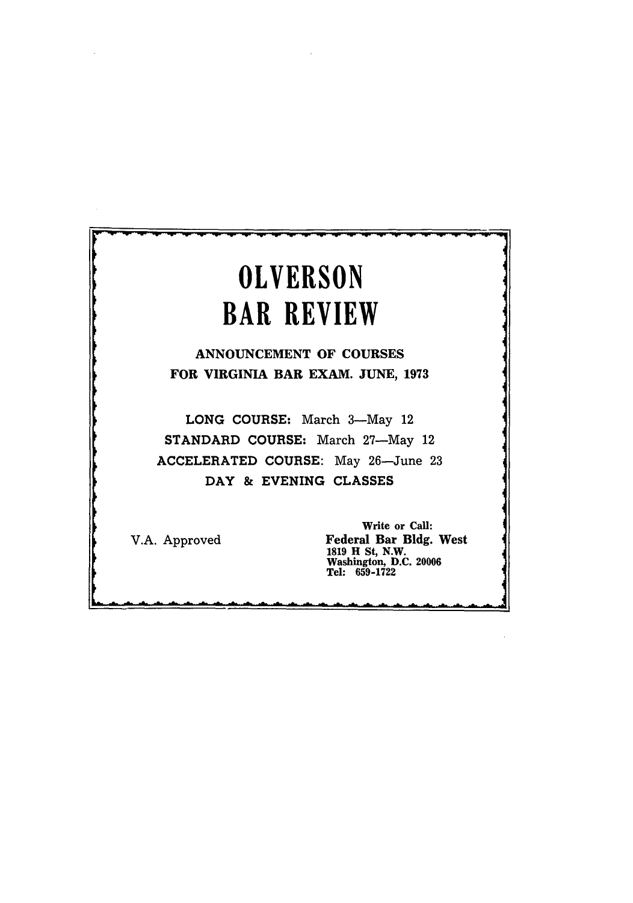# OLVERSON BAR REVIEW

**ANNOUNCEMENT OF COURSES FOR VIRGINIA BAR EXAM. JUNE, 1973**

**LONG COURSE:** March 3—May 12

**STANDARD COURSE:** March 27—May 12

**ACCELERATED COURSE:** May 26—June 23

**DAY & EVENING CLASSES**

V.A. Approved

Write or Call:
**Federal Bar Bldg. West**
1819 H St, N.W.
Washington, D.C. 20006
Tel: 659-1722